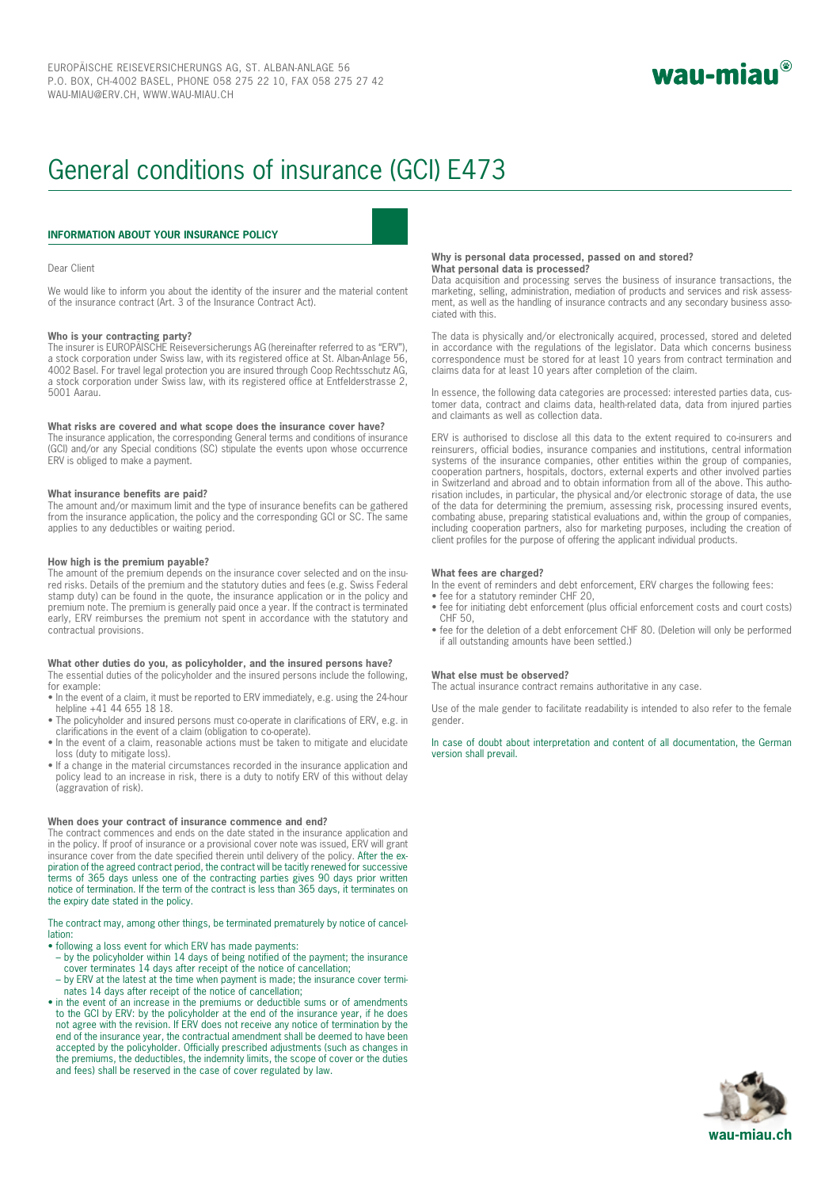EUROPÄISCHE REISEVERSICHERUNGS AG, ST. ALBAN-ANLAGE 56
P.O. BOX, CH-4002 BASEL, PHONE 058 275 22 10, FAX 058 275 27 42
WAU-MIAU@ERV.CH, WWW.WAU-MIAU.CH

wau-miau®

# General conditions of insurance (GCI) E473

## INFORMATION ABOUT YOUR INSURANCE POLICY

Dear Client

We would like to inform you about the identity of the insurer and the material content of the insurance contract (Art. 3 of the Insurance Contract Act).

**Who is your contracting party?**
The insurer is EUROPÄISCHE Reiseversicherungs AG (hereinafter referred to as "ERV"), a stock corporation under Swiss law, with its registered office at St. Alban-Anlage 56, 4002 Basel. For travel legal protection you are insured through Coop Rechtsschutz AG, a stock corporation under Swiss law, with its registered office at Entfelderstrasse 2, 5001 Aarau.

**What risks are covered and what scope does the insurance cover have?**
The insurance application, the corresponding General terms and conditions of insurance (GCI) and/or any Special conditions (SC) stipulate the events upon whose occurrence ERV is obliged to make a payment.

**What insurance benefits are paid?**
The amount and/or maximum limit and the type of insurance benefits can be gathered from the insurance application, the policy and the corresponding GCI or SC. The same applies to any deductibles or waiting period.

**How high is the premium payable?**
The amount of the premium depends on the insurance cover selected and on the insured risks. Details of the premium and the statutory duties and fees (e.g. Swiss Federal stamp duty) can be found in the quote, the insurance application or in the policy and premium note. The premium is generally paid once a year. If the contract is terminated early, ERV reimburses the premium not spent in accordance with the statutory and contractual provisions.

**What other duties do you, as policyholder, and the insured persons have?**
The essential duties of the policyholder and the insured persons include the following, for example:

- In the event of a claim, it must be reported to ERV immediately, e.g. using the 24-hour helpline +41 44 655 18 18.
- The policyholder and insured persons must co-operate in clarifications of ERV, e.g. in clarifications in the event of a claim (obligation to co-operate).
- In the event of a claim, reasonable actions must be taken to mitigate and elucidate loss (duty to mitigate loss).
- If a change in the material circumstances recorded in the insurance application and policy lead to an increase in risk, there is a duty to notify ERV of this without delay (aggravation of risk).

**When does your contract of insurance commence and end?**
The contract commences and ends on the date stated in the insurance application and in the policy. If proof of insurance or a provisional cover note was issued, ERV will grant insurance cover from the date specified therein until delivery of the policy. After the expiration of the agreed contract period, the contract will be tacitly renewed for successive terms of 365 days unless one of the contracting parties gives 90 days prior written notice of termination. If the term of the contract is less than 365 days, it terminates on the expiry date stated in the policy.

The contract may, among other things, be terminated prematurely by notice of cancellation:

- following a loss event for which ERV has made payments:
  - by the policyholder within 14 days of being notified of the payment; the insurance cover terminates 14 days after receipt of the notice of cancellation;
  - by ERV at the latest at the time when payment is made; the insurance cover terminates 14 days after receipt of the notice of cancellation;
- in the event of an increase in the premiums or deductible sums or of amendments to the GCI by ERV: by the policyholder at the end of the insurance year, if he does not agree with the revision. If ERV does not receive any notice of termination by the end of the insurance year, the contractual amendment shall be deemed to have been accepted by the policyholder. Officially prescribed adjustments (such as changes in the premiums, the deductibles, the indemnity limits, the scope of cover or the duties and fees) shall be reserved in the case of cover regulated by law.

**Why is personal data processed, passed on and stored?**
**What personal data is processed?**
Data acquisition and processing serves the business of insurance transactions, the marketing, selling, administration, mediation of products and services and risk assessment, as well as the handling of insurance contracts and any secondary business associated with this.

The data is physically and/or electronically acquired, processed, stored and deleted in accordance with the regulations of the legislator. Data which concerns business correspondence must be stored for at least 10 years from contract termination and claims data for at least 10 years after completion of the claim.

In essence, the following data categories are processed: interested parties data, customer data, contract and claims data, health-related data, data from injured parties and claimants as well as collection data.

ERV is authorised to disclose all this data to the extent required to co-insurers and reinsurers, official bodies, insurance companies and institutions, central information systems of the insurance companies, other entities within the group of companies, cooperation partners, hospitals, doctors, external experts and other involved parties in Switzerland and abroad and to obtain information from all of the above. This authorisation includes, in particular, the physical and/or electronic storage of data, the use of the data for determining the premium, assessing risk, processing insured events, combating abuse, preparing statistical evaluations and, within the group of companies, including cooperation partners, also for marketing purposes, including the creation of client profiles for the purpose of offering the applicant individual products.

**What fees are charged?**
In the event of reminders and debt enforcement, ERV charges the following fees:

- fee for a statutory reminder CHF 20,
- fee for initiating debt enforcement (plus official enforcement costs and court costs) CHF 50,
- fee for the deletion of a debt enforcement CHF 80. (Deletion will only be performed if all outstanding amounts have been settled.)

**What else must be observed?**
The actual insurance contract remains authoritative in any case.

Use of the male gender to facilitate readability is intended to also refer to the female gender.

In case of doubt about interpretation and content of all documentation, the German version shall prevail.

wau-miau.ch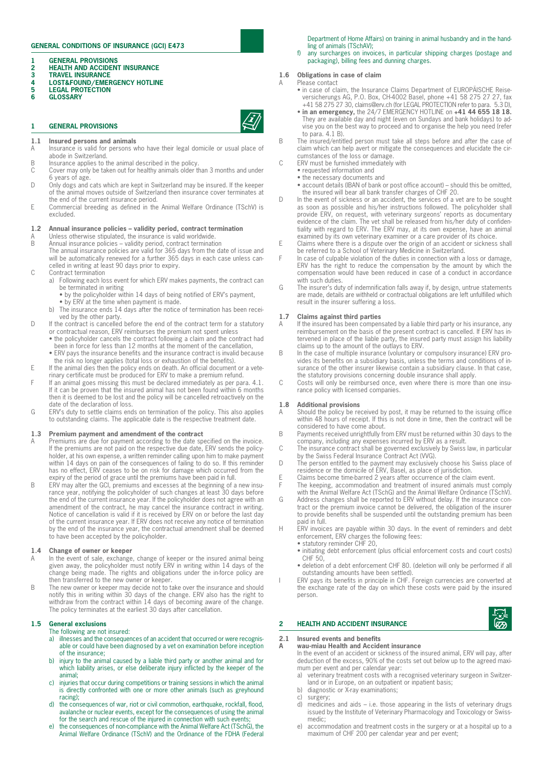## GENERAL CONDITIONS OF INSURANCE (GCI) E473

1 **GENERAL PROVISIONS**
2 **HEALTH AND ACCIDENT INSURANCE**
3 **TRAVEL INSURANCE**
4 **LOST&FOUND/EMERGENCY HOTLINE**
5 **LEGAL PROTECTION**
6 **GLOSSARY**

## 1 GENERAL PROVISIONS

### 1.1 Insured persons and animals

A Insurance is valid for persons who have their legal domicile or usual place of abode in Switzerland.

B Insurance applies to the animal described in the policy.

C Cover may only be taken out for healthy animals older than 3 months and under 6 years of age.

D Only dogs and cats which are kept in Switzerland may be insured. If the keeper of the animal moves outside of Switzerland then insurance cover terminates at the end of the current insurance period.

E Commercial breeding as defined in the Animal Welfare Ordinance (TSchV) is excluded.

### 1.2 Annual insurance policies – validity period, contract termination

A Unless otherwise stipulated, the insurance is valid worldwide.

B Annual insurance policies – validity period, contract termination
The annual insurance policies are valid for 365 days from the date of issue and will be automatically renewed for a further 365 days in each case unless cancelled in writing at least 90 days prior to expiry.

C Contract termination
a) Following each loss event for which ERV makes payments, the contract can be terminated in writing
• by the policyholder within 14 days of being notified of ERV's payment,
• by ERV at the time when payment is made.
b) The insurance ends 14 days after the notice of termination has been received by the other party.

D If the contract is cancelled before the end of the contract term for a statutory or contractual reason, ERV reimburses the premium not spent unless
• the policyholder cancels the contract following a claim and the contract had been in force for less than 12 months at the moment of the cancellation,
• ERV pays the insurance benefits and the insurance contract is invalid because the risk no longer applies (total loss or exhaustion of the benefits).

E If the animal dies then the policy ends on death. An official document or a veterinary certificate must be produced for ERV to make a premium refund.

F If an animal goes missing this must be declared immediately as per para. 4.1. If it can be proven that the insured animal has not been found within 6 months then it is deemed to be lost and the policy will be cancelled retroactively on the date of the declaration of loss.

G ERV's duty to settle claims ends on termination of the policy. This also applies to outstanding claims. The applicable date is the respective treatment date.

### 1.3 Premium payment and amendment of the contract

A Premiums are due for payment according to the date specified on the invoice. If the premiums are not paid on the respective due date, ERV sends the policyholder, at its own expense, a written reminder calling upon him to make payment within 14 days on pain of the consequences of failing to do so. If this reminder has no effect, ERV ceases to be on risk for damage which occurred from the expiry of the period of grace until the premiums have been paid in full.

B ERV may alter the GCI, premiums and excesses at the beginning of a new insurance year, notifying the policyholder of such changes at least 30 days before the end of the current insurance year. If the policyholder does not agree with an amendment of the contract, he may cancel the insurance contract in writing. Notice of cancellation is valid if it is received by ERV on or before the last day of the current insurance year. If ERV does not receive any notice of termination by the end of the insurance year, the contractual amendment shall be deemed to have been accepted by the policyholder.

### 1.4 Change of owner or keeper

A In the event of sale, exchange, change of keeper or the insured animal being given away, the policyholder must notify ERV in writing within 14 days of the change being made. The rights and obligations under the in-force policy are then transferred to the new owner or keeper.

B The new owner or keeper may decide not to take over the insurance and should notify this in writing within 30 days of the change. ERV also has the right to withdraw from the contract within 14 days of becoming aware of the change. The policy terminates at the earliest 30 days after cancellation.

### 1.5 General exclusions

The following are not insured:
a) illnesses and the consequences of an accident that occurred or were recognisable or could have been diagnosed by a vet on examination before inception of the insurance;
b) injury to the animal caused by a liable third party or another animal and for which liability arises, or else deliberate injury inflicted by the keeper of the animal;
c) injuries that occur during competitions or training sessions in which the animal is directly confronted with one or more other animals (such as greyhound racing);
d) the consequences of war, riot or civil commotion, earthquake, rockfall, flood, avalanche or nuclear events, except for the consequences of using the animal for the search and rescue of the injured in connection with such events;
e) the consequences of non-compliance with the Animal Welfare Act (TSchG), the Animal Welfare Ordinance (TSchV) and the Ordinance of the FDHA (Federal Department of Home Affairs) on training in animal husbandry and in the handling of animals (TSchAV);
f) any surcharges on invoices, in particular shipping charges (postage and packaging), billing fees and dunning charges.

### 1.6 Obligations in case of claim

A Please contact
• in case of claim, the Insurance Claims Department of EUROPÄISCHE Reiseversicherungs AG, P.O. Box, CH-4002 Basel, phone +41 58 275 27 27, fax +41 58 275 27 30, claims@erv.ch (for LEGAL PROTECTION refer to para. 5.3 D),
• **in an emergency,** the 24/7 EMERGENCY HOTLINE on **+41 44 655 18 18.** They are available day and night (even on Sundays and bank holidays) to advise you on the best way to proceed and to organise the help you need (refer to para. 4.1 B).

B The insured/entitled person must take all steps before and after the case of claim which can help avert or mitigate the consequences and elucidate the circumstances of the loss or damage.

C ERV must be furnished immediately with
• requested information and
• the necessary documents and
• account details (IBAN of bank or post office account) – should this be omitted, the insured will bear all bank transfer charges of CHF 20.

D In the event of sickness or an accident, the services of a vet are to be sought as soon as possible and his/her instructions followed. The policyholder shall provide ERV, on request, with veterinary surgeons' reports as documentary evidence of the claim. The vet shall be released from his/her duty of confidentiality with regard to ERV. The ERV may, at its own expense, have an animal examined by its own veterinary examiner or a care provider of its choice.

E Claims where there is a dispute over the origin of an accident or sickness shall be referred to a School of Veterinary Medicine in Switzerland.

F In case of culpable violation of the duties in connection with a loss or damage, ERV has the right to reduce the compensation by the amount by which the compensation would have been reduced in case of a conduct in accordance with such duties.

G The insurer's duty of indemnification falls away if, by design, untrue statements are made, details are withheld or contractual obligations are left unfulfilled which result in the insurer suffering a loss.

### 1.7 Claims against third parties

A If the insured has been compensated by a liable third party or his insurance, any reimbursement on the basis of the present contract is cancelled. If ERV has intervened in place of the liable party, the insured party must assign his liability claims up to the amount of the outlays to ERV.

B In the case of multiple insurance (voluntary or compulsory insurance) ERV provides its benefits on a subsidiary basis, unless the terms and conditions of insurance of the other insurer likewise contain a subsidiary clause. In that case, the statutory provisions concerning double insurance shall apply.

C Costs will only be reimbursed once, even where there is more than one insurance policy with licensed companies.

### 1.8 Additional provisions

A Should the policy be received by post, it may be returned to the issuing office within 48 hours of receipt. If this is not done in time, then the contract will be considered to have come about.

B Payments received unrightfully from ERV must be returned within 30 days to the company, including any expenses incurred by ERV as a result.

C The insurance contract shall be governed exclusively by Swiss law, in particular by the Swiss Federal Insurance Contract Act (VVG).

D The person entitled to the payment may exclusively choose his Swiss place of residence or the domicile of ERV, Basel, as place of jurisdiction.

E Claims become time-barred 2 years after occurrence of the claim event.

F The keeping, accommodation and treatment of insured animals must comply with the Animal Welfare Act (TSchG) and the Animal Welfare Ordinance (TSchV).

G Address changes shall be reported to ERV without delay. If the insurance contract or the premium invoice cannot be delivered, the obligation of the insurer to provide benefits shall be suspended until the outstanding premium has been paid in full.

H ERV invoices are payable within 30 days. In the event of reminders and debt enforcement, ERV charges the following fees:
• statutory reminder CHF 20,
• initiating debt enforcement (plus official enforcement costs and court costs) CHF 50,
• deletion of a debt enforcement CHF 80. (deletion will only be performed if all outstanding amounts have been settled).

I ERV pays its benefits in principle in CHF. Foreign currencies are converted at the exchange rate of the day on which these costs were paid by the insured person.

## 2 HEALTH AND ACCIDENT INSURANCE

### 2.1 Insured events and benefits

**A wau-miau Health and Accident insurance**

In the event of an accident or sickness of the insured animal, ERV will pay, after deduction of the excess, 90% of the costs set out below up to the agreed maximum per event and per calendar year:
a) veterinary treatment costs with a recognised veterinary surgeon in Switzerland or in Europe, on an outpatient or inpatient basis;
b) diagnostic or X-ray examinations;
c) surgery;
d) medicines and aids – i.e. those appearing in the lists of veterinary drugs issued by the Institute of Veterinary Pharmacology and Toxicology or Swissmedic;
e) accommodation and treatment costs in the surgery or at a hospital up to a maximum of CHF 200 per calendar year and per event;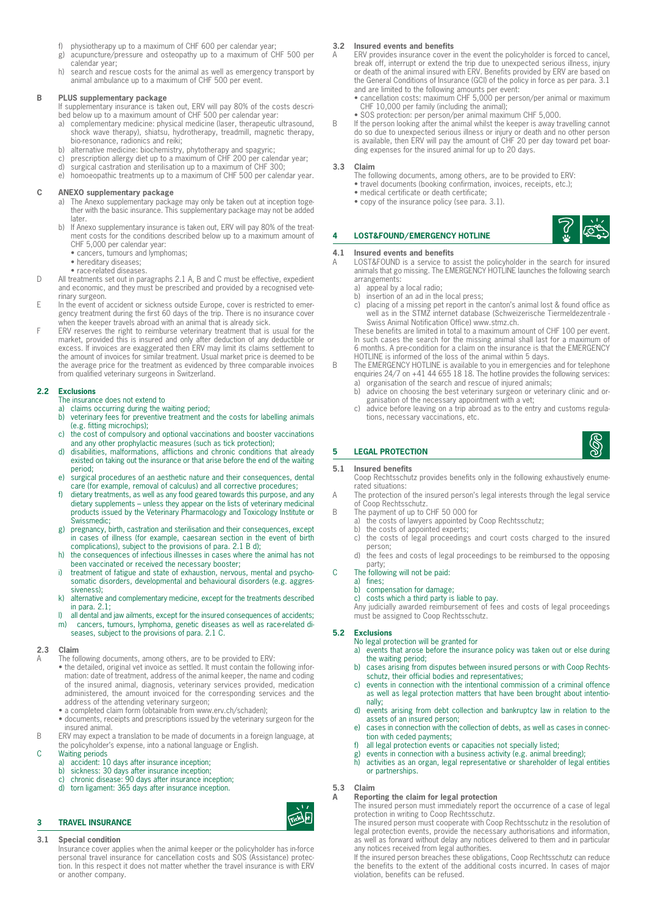f) physiotherapy up to a maximum of CHF 600 per calendar year;
g) acupuncture/pressure and osteopathy up to a maximum of CHF 500 per calendar year;
h) search and rescue costs for the animal as well as emergency transport by animal ambulance up to a maximum of CHF 500 per event.

**B PLUS supplementary package**

If supplementary insurance is taken out, ERV will pay 80% of the costs described below up to a maximum amount of CHF 500 per calendar year:

a) complementary medicine: physical medicine (laser, therapeutic ultrasound, shock wave therapy), shiatsu, hydrotherapy, treadmill, magnetic therapy, bio-resonance, radionics and reiki;
b) alternative medicine: biochemistry, phytotherapy and spagyric;
c) prescription allergy diet up to a maximum of CHF 200 per calendar year;
d) surgical castration and sterilisation up to a maximum of CHF 300;
e) homoeopathic treatments up to a maximum of CHF 500 per calendar year.

**C ANEXO supplementary package**

a) The Anexo supplementary package may only be taken out at inception together with the basic insurance. This supplementary package may not be added later.
b) If Anexo supplementary insurance is taken out, ERV will pay 80% of the treatment costs for the conditions described below up to a maximum amount of CHF 5,000 per calendar year:
   - cancers, tumours and lymphomas;
   - hereditary diseases;
   - race-related diseases.

D All treatments set out in paragraphs 2.1 A, B and C must be effective, expedient and economic, and they must be prescribed and provided by a recognised veterinary surgeon.

E In the event of accident or sickness outside Europe, cover is restricted to emergency treatment during the first 60 days of the trip. There is no insurance cover when the keeper travels abroad with an animal that is already sick.

F ERV reserves the right to reimburse veterinary treatment that is usual for the market, provided this is insured and only after deduction of any deductible or excess. If invoices are exaggerated then ERV may limit its claims settlement to the amount of invoices for similar treatment. Usual market price is deemed to be the average price for the treatment as evidenced by three comparable invoices from qualified veterinary surgeons in Switzerland.

### 2.2 Exclusions

The insurance does not extend to

a) claims occurring during the waiting period;
b) veterinary fees for preventive treatment and the costs for labelling animals (e.g. fitting microchips);
c) the cost of compulsory and optional vaccinations and booster vaccinations and any other prophylactic measures (such as tick protection);
d) disabilities, malformations, afflictions and chronic conditions that already existed on taking out the insurance or that arise before the end of the waiting period;
e) surgical procedures of an aesthetic nature and their consequences, dental care (for example, removal of calculus) and all corrective procedures;
f) dietary treatments, as well as any food geared towards this purpose, and any dietary supplements – unless they appear on the lists of veterinary medicinal products issued by the Veterinary Pharmacology and Toxicology Institute or Swissmedic;
g) pregnancy, birth, castration and sterilisation and their consequences, except in cases of illness (for example, caesarean section in the event of birth complications), subject to the provisions of para. 2.1 B d);
h) the consequences of infectious illnesses in cases where the animal has not been vaccinated or received the necessary booster;
i) treatment of fatigue and state of exhaustion, nervous, mental and psychosomatic disorders, developmental and behavioural disorders (e.g. aggressiveness);
k) alternative and complementary medicine, except for the treatments described in para. 2.1;
l) all dental and jaw ailments, except for the insured consequences of accidents;
m) cancers, tumours, lymphoma, genetic diseases as well as race-related diseases, subject to the provisions of para. 2.1 C.

### 2.3 Claim

A The following documents, among others, are to be provided to ERV:
- the detailed, original vet invoice as settled. It must contain the following information: date of treatment, address of the animal keeper, the name and coding of the insured animal, diagnosis, veterinary services provided, medication administered, the amount invoiced for the corresponding services and the address of the attending veterinary surgeon;
- a completed claim form (obtainable from www.erv.ch/schaden);
- documents, receipts and prescriptions issued by the veterinary surgeon for the insured animal.

B ERV may expect a translation to be made of documents in a foreign language, at the policyholder's expense, into a national language or English.

C Waiting periods
a) accident: 10 days after insurance inception;
b) sickness: 30 days after insurance inception;
c) chronic disease: 90 days after insurance inception;
d) torn ligament: 365 days after insurance inception.

## 3 TRAVEL INSURANCE

### 3.1 Special condition

Insurance cover applies when the animal keeper or the policyholder has in-force personal travel insurance for cancellation costs and SOS (Assistance) protection. In this respect it does not matter whether the travel insurance is with ERV or another company.

### 3.2 Insured events and benefits

A ERV provides insurance cover in the event the policyholder is forced to cancel, break off, interrupt or extend the trip due to unexpected serious illness, injury or death of the animal insured with ERV. Benefits provided by ERV are based on the General Conditions of Insurance (GCI) of the policy in force as per para. 3.1 and are limited to the following amounts per event:
- cancellation costs: maximum CHF 5,000 per person/per animal or maximum CHF 10,000 per family (including the animal);
- SOS protection: per person/per animal maximum CHF 5,000.

B If the person looking after the animal whilst the keeper is away travelling cannot do so due to unexpected serious illness or injury or death and no other person is available, then ERV will pay the amount of CHF 20 per day toward pet boarding expenses for the insured animal for up to 20 days.

### 3.3 Claim

The following documents, among others, are to be provided to ERV:
- travel documents (booking confirmation, invoices, receipts, etc.);
- medical certificate or death certificate;
- copy of the insurance policy (see para. 3.1).

## 4 LOST&FOUND/EMERGENCY HOTLINE

### 4.1 Insured events and benefits

A LOST&FOUND is a service to assist the policyholder in the search for insured animals that go missing. The EMERGENCY HOTLINE launches the following search arrangements:
a) appeal by a local radio;
b) insertion of an ad in the local press;
c) placing of a missing pet report in the canton's animal lost & found office as well as in the STMZ internet database (Schweizerische Tiermeldezentrale - Swiss Animal Notification Office) www.stmz.ch.

These benefits are limited in total to a maximum amount of CHF 100 per event. In such cases the search for the missing animal shall last for a maximum of 6 months. A pre-condition for a claim on the insurance is that the EMERGENCY HOTLINE is informed of the loss of the animal within 5 days.

B The EMERGENCY HOTLINE is available to you in emergencies and for telephone enquiries 24/7 on +41 44 655 18 18. The hotline provides the following services:
a) organisation of the search and rescue of injured animals;
b) advice on choosing the best veterinary surgeon or veterinary clinic and organisation of the necessary appointment with a vet;
c) advice before leaving on a trip abroad as to the entry and customs regulations, necessary vaccinations, etc.

## 5 LEGAL PROTECTION

### 5.1 Insured benefits

Coop Rechtsschutz provides benefits only in the following exhaustively enumerated situations:

A The protection of the insured person's legal interests through the legal service of Coop Rechtsschutz.

B The payment of up to CHF 50 000 for
a) the costs of lawyers appointed by Coop Rechtsschutz;
b) the costs of appointed experts;
c) the costs of legal proceedings and court costs charged to the insured person;
d) the fees and costs of legal proceedings to be reimbursed to the opposing party;

C The following will not be paid:
a) fines;
b) compensation for damage;
c) costs which a third party is liable to pay.

Any judicially awarded reimbursement of fees and costs of legal proceedings must be assigned to Coop Rechtsschutz.

### 5.2 Exclusions

No legal protection will be granted for

a) events that arose before the insurance policy was taken out or else during the waiting period;
b) cases arising from disputes between insured persons or with Coop Rechtsschutz, their official bodies and representatives;
c) events in connection with the intentional commission of a criminal offence as well as legal protection matters that have been brought about intentionally;
d) events arising from debt collection and bankruptcy law in relation to the assets of an insured person;
e) cases in connection with the collection of debts, as well as cases in connection with ceded payments;
f) all legal protection events or capacities not specially listed;
g) events in connection with a business activity (e.g. animal breeding);
h) activities as an organ, legal representative or shareholder of legal entities or partnerships.

### 5.3 Claim

**A Reporting the claim for legal protection**

The insured person must immediately report the occurrence of a case of legal protection in writing to Coop Rechtsschutz.

The insured person must cooperate with Coop Rechtsschutz in the resolution of legal protection events, provide the necessary authorisations and information, as well as forward without delay any notices delivered to them and in particular any notices received from legal authorities.

If the insured person breaches these obligations, Coop Rechtsschutz can reduce the benefits to the extent of the additional costs incurred. In cases of major violation, benefits can be refused.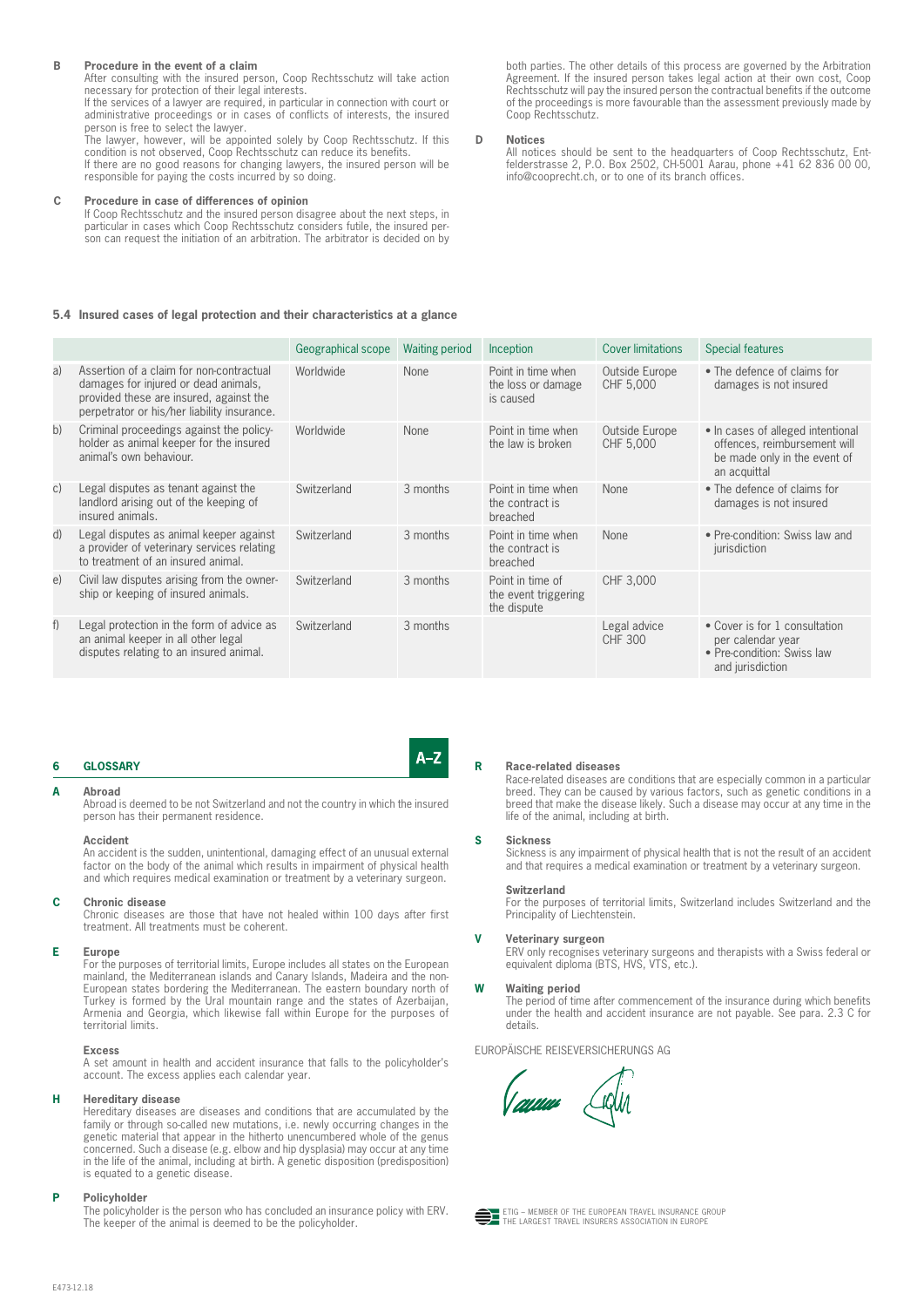**B Procedure in the event of a claim**

After consulting with the insured person, Coop Rechtsschutz will take action necessary for protection of their legal interests.

If the services of a lawyer are required, in particular in connection with court or administrative proceedings or in cases of conflicts of interests, the insured person is free to select the lawyer.

The lawyer, however, will be appointed solely by Coop Rechtsschutz. If this condition is not observed, Coop Rechtsschutz can reduce its benefits.

If there are no good reasons for changing lawyers, the insured person will be responsible for paying the costs incurred by so doing.

**C Procedure in case of differences of opinion**

If Coop Rechtsschutz and the insured person disagree about the next steps, in particular in cases which Coop Rechtsschutz considers futile, the insured person can request the initiation of an arbitration. The arbitrator is decided on by both parties. The other details of this process are governed by the Arbitration Agreement. If the insured person takes legal action at their own cost, Coop Rechtsschutz will pay the insured person the contractual benefits if the outcome of the proceedings is more favourable than the assessment previously made by Coop Rechtsschutz.

**D Notices**

All notices should be sent to the headquarters of Coop Rechtsschutz, Entfelderstrasse 2, P.O. Box 2502, CH-5001 Aarau, phone +41 62 836 00 00, info@cooprecht.ch, or to one of its branch offices.

### 5.4 Insured cases of legal protection and their characteristics at a glance

| | | Geographical scope | Waiting period | Inception | Cover limitations | Special features |
|---|---|---|---|---|---|---|
| a) | Assertion of a claim for non-contractual damages for injured or dead animals, provided these are insured, against the perpetrator or his/her liability insurance. | Worldwide | None | Point in time when the loss or damage is caused | Outside Europe CHF 5,000 | • The defence of claims for damages is not insured |
| b) | Criminal proceedings against the policyholder as animal keeper for the insured animal's own behaviour. | Worldwide | None | Point in time when the law is broken | Outside Europe CHF 5,000 | • In cases of alleged intentional offences, reimbursement will be made only in the event of an acquittal |
| c) | Legal disputes as tenant against the landlord arising out of the keeping of insured animals. | Switzerland | 3 months | Point in time when the contract is breached | None | • The defence of claims for damages is not insured |
| d) | Legal disputes as animal keeper against a provider of veterinary services relating to treatment of an insured animal. | Switzerland | 3 months | Point in time when the contract is breached | None | • Pre-condition: Swiss law and jurisdiction |
| e) | Civil law disputes arising from the ownership or keeping of insured animals. | Switzerland | 3 months | Point in time of the event triggering the dispute | CHF 3,000 | |
| f) | Legal protection in the form of advice as an animal keeper in all other legal disputes relating to an insured animal. | Switzerland | 3 months | | Legal advice CHF 300 | • Cover is for 1 consultation per calendar year<br>• Pre-condition: Swiss law and jurisdiction |

## 6 GLOSSARY

A–Z

**A**

**Abroad**

Abroad is deemed to be not Switzerland and not the country in which the insured person has their permanent residence.

**Accident**

An accident is the sudden, unintentional, damaging effect of an unusual external factor on the body of the animal which results in impairment of physical health and which requires medical examination or treatment by a veterinary surgeon.

**C**

**Chronic disease**

Chronic diseases are those that have not healed within 100 days after first treatment. All treatments must be coherent.

**E**

**Europe**

For the purposes of territorial limits, Europe includes all states on the European mainland, the Mediterranean islands and Canary Islands, Madeira and the non-European states bordering the Mediterranean. The eastern boundary north of Turkey is formed by the Ural mountain range and the states of Azerbaijan, Armenia and Georgia, which likewise fall within Europe for the purposes of territorial limits.

**Excess**

A set amount in health and accident insurance that falls to the policyholder's account. The excess applies each calendar year.

**H**

**Hereditary disease**

Hereditary diseases are diseases and conditions that are accumulated by the family or through so-called new mutations, i.e. newly occurring changes in the genetic material that appear in the hitherto unencumbered whole of the genus concerned. Such a disease (e.g. elbow and hip dysplasia) may occur at any time in the life of the animal, including at birth. A genetic disposition (predisposition) is equated to a genetic disease.

**P**

**Policyholder**

The policyholder is the person who has concluded an insurance policy with ERV. The keeper of the animal is deemed to be the policyholder.

**R**

**Race-related diseases**

Race-related diseases are conditions that are especially common in a particular breed. They can be caused by various factors, such as genetic conditions in a breed that make the disease likely. Such a disease may occur at any time in the life of the animal, including at birth.

**S**

**Sickness**

Sickness is any impairment of physical health that is not the result of an accident and that requires a medical examination or treatment by a veterinary surgeon.

**Switzerland**

For the purposes of territorial limits, Switzerland includes Switzerland and the Principality of Liechtenstein.

**V**

**Veterinary surgeon**

ERV only recognises veterinary surgeons and therapists with a Swiss federal or equivalent diploma (BTS, HVS, VTS, etc.).

**W**

**Waiting period**

The period of time after commencement of the insurance during which benefits under the health and accident insurance are not payable. See para. 2.3 C for details.

EUROPÄISCHE REISEVERSICHERUNGS AG

ETIG – MEMBER OF THE EUROPEAN TRAVEL INSURANCE GROUP
THE LARGEST TRAVEL INSURERS ASSOCIATION IN EUROPE

E473-12.18